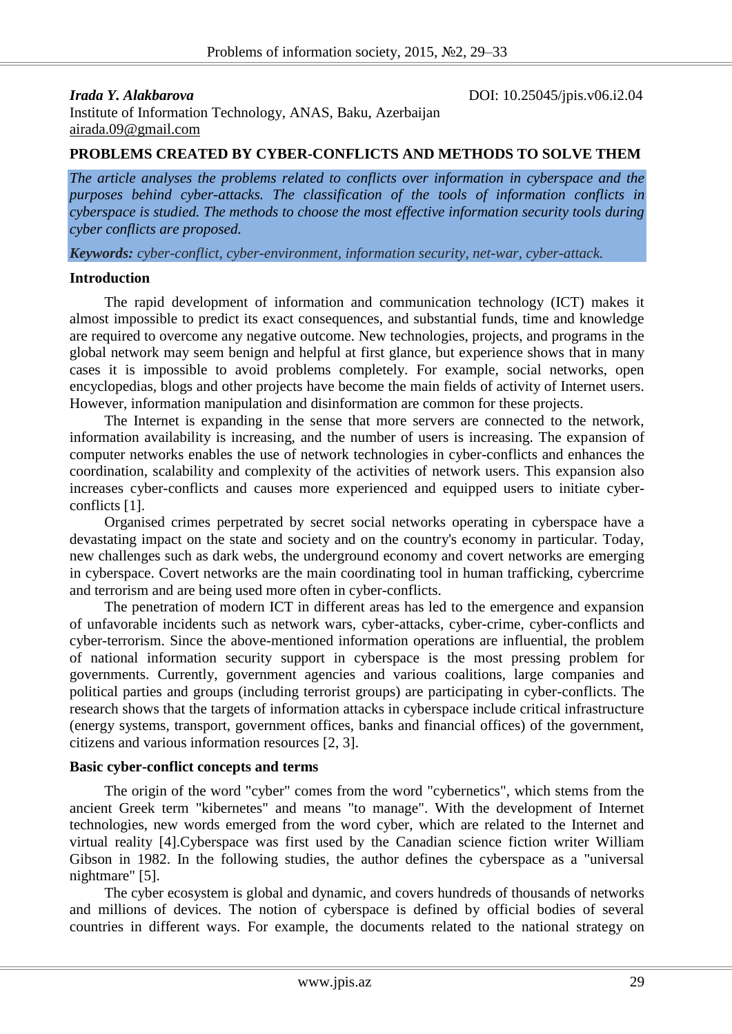*Irada Y. Alakbarova*

DOI: 10.25045/jpis.v06.i2.04

Institute of Information Technology, ANAS, Baku, Azerbaijan

airada.09@gmail.com

# PROBLEMS CREATED BY CYBER-CONFLICTS AND METHODS TO SOLVE THEM

*The article analyses the problems related to conflicts over information in cyberspace and the purposes behind cyber-attacks. The classification of the tools of information conflicts in cyberspace is studied. The methods to choose the most effective information security tools during cyber conflicts are proposed.*

***Keywords:*** *cyber-conflict, cyber-environment, information security, net-war, cyber-attack.*

## Introduction

The rapid development of information and communication technology (ICT) makes it almost impossible to predict its exact consequences, and substantial funds, time and knowledge are required to overcome any negative outcome. New technologies, projects, and programs in the global network may seem benign and helpful at first glance, but experience shows that in many cases it is impossible to avoid problems completely. For example, social networks, open encyclopedias, blogs and other projects have become the main fields of activity of Internet users. However, information manipulation and disinformation are common for these projects.

The Internet is expanding in the sense that more servers are connected to the network, information availability is increasing, and the number of users is increasing. The expansion of computer networks enables the use of network technologies in cyber-conflicts and enhances the coordination, scalability and complexity of the activities of network users. This expansion also increases cyber-conflicts and causes more experienced and equipped users to initiate cyber-conflicts [1].

Organised crimes perpetrated by secret social networks operating in cyberspace have a devastating impact on the state and society and on the country's economy in particular. Today, new challenges such as dark webs, the underground economy and covert networks are emerging in cyberspace. Covert networks are the main coordinating tool in human trafficking, cybercrime and terrorism and are being used more often in cyber-conflicts.

The penetration of modern ICT in different areas has led to the emergence and expansion of unfavorable incidents such as network wars, cyber-attacks, cyber-crime, cyber-conflicts and cyber-terrorism. Since the above-mentioned information operations are influential, the problem of national information security support in cyberspace is the most pressing problem for governments. Currently, government agencies and various coalitions, large companies and political parties and groups (including terrorist groups) are participating in cyber-conflicts. The research shows that the targets of information attacks in cyberspace include critical infrastructure (energy systems, transport, government offices, banks and financial offices) of the government, citizens and various information resources [2, 3].

## Basic cyber-conflict concepts and terms

The origin of the word "cyber" comes from the word "cybernetics", which stems from the ancient Greek term "kibernetes" and means "to manage". With the development of Internet technologies, new words emerged from the word cyber, which are related to the Internet and virtual reality [4].Cyberspace was first used by the Canadian science fiction writer William Gibson in 1982. In the following studies, the author defines the cyberspace as a "universal nightmare" [5].

The cyber ecosystem is global and dynamic, and covers hundreds of thousands of networks and millions of devices. The notion of cyberspace is defined by official bodies of several countries in different ways. For example, the documents related to the national strategy on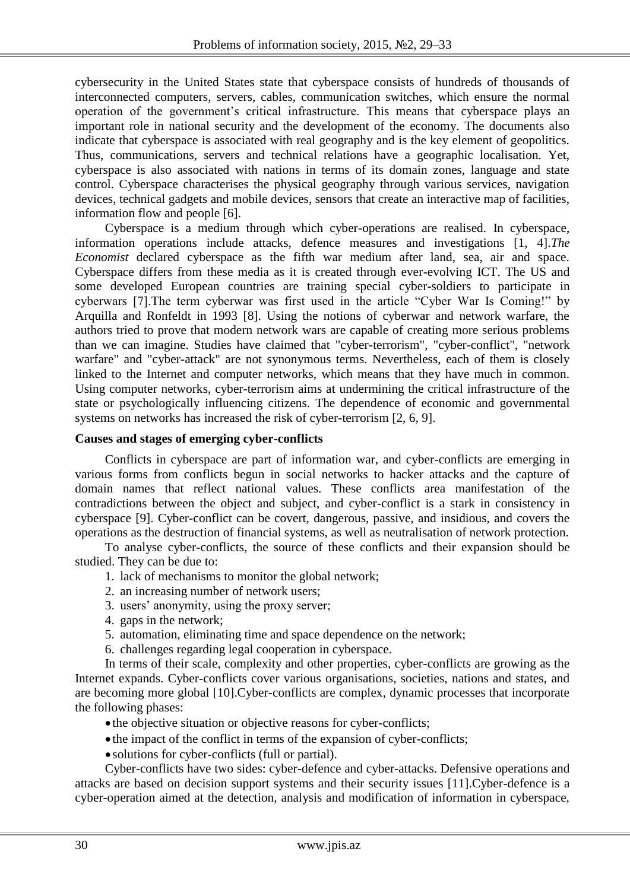cybersecurity in the United States state that cyberspace consists of hundreds of thousands of interconnected computers, servers, cables, communication switches, which ensure the normal operation of the government's critical infrastructure. This means that cyberspace plays an important role in national security and the development of the economy. The documents also indicate that cyberspace is associated with real geography and is the key element of geopolitics. Thus, communications, servers and technical relations have a geographic localisation. Yet, cyberspace is also associated with nations in terms of its domain zones, language and state control. Cyberspace characterises the physical geography through various services, navigation devices, technical gadgets and mobile devices, sensors that create an interactive map of facilities, information flow and people [6].

Cyberspace is a medium through which cyber-operations are realised. In cyberspace, information operations include attacks, defence measures and investigations [1, 4].*The Economist* declared cyberspace as the fifth war medium after land, sea, air and space. Cyberspace differs from these media as it is created through ever-evolving ICT. The US and some developed European countries are training special cyber-soldiers to participate in cyberwars [7].The term cyberwar was first used in the article "Cyber War Is Coming!" by Arquilla and Ronfeldt in 1993 [8]. Using the notions of cyberwar and network warfare, the authors tried to prove that modern network wars are capable of creating more serious problems than we can imagine. Studies have claimed that "cyber-terrorism", "cyber-conflict", "network warfare" and "cyber-attack" are not synonymous terms. Nevertheless, each of them is closely linked to the Internet and computer networks, which means that they have much in common. Using computer networks, cyber-terrorism aims at undermining the critical infrastructure of the state or psychologically influencing citizens. The dependence of economic and governmental systems on networks has increased the risk of cyber-terrorism [2, 6, 9].

**Causes and stages of emerging cyber-conflicts**

Conflicts in cyberspace are part of information war, and cyber-conflicts are emerging in various forms from conflicts begun in social networks to hacker attacks and the capture of domain names that reflect national values. These conflicts area manifestation of the contradictions between the object and subject, and cyber-conflict is a stark in consistency in cyberspace [9]. Cyber-conflict can be covert, dangerous, passive, and insidious, and covers the operations as the destruction of financial systems, as well as neutralisation of network protection.

To analyse cyber-conflicts, the source of these conflicts and their expansion should be studied. They can be due to:

1. lack of mechanisms to monitor the global network;
2. an increasing number of network users;
3. users' anonymity, using the proxy server;
4. gaps in the network;
5. automation, eliminating time and space dependence on the network;
6. challenges regarding legal cooperation in cyberspace.

In terms of their scale, complexity and other properties, cyber-conflicts are growing as the Internet expands. Cyber-conflicts cover various organisations, societies, nations and states, and are becoming more global [10].Cyber-conflicts are complex, dynamic processes that incorporate the following phases:

- the objective situation or objective reasons for cyber-conflicts;
- the impact of the conflict in terms of the expansion of cyber-conflicts;
- solutions for cyber-conflicts (full or partial).

Cyber-conflicts have two sides: cyber-defence and cyber-attacks. Defensive operations and attacks are based on decision support systems and their security issues [11].Cyber-defence is a cyber-operation aimed at the detection, analysis and modification of information in cyberspace,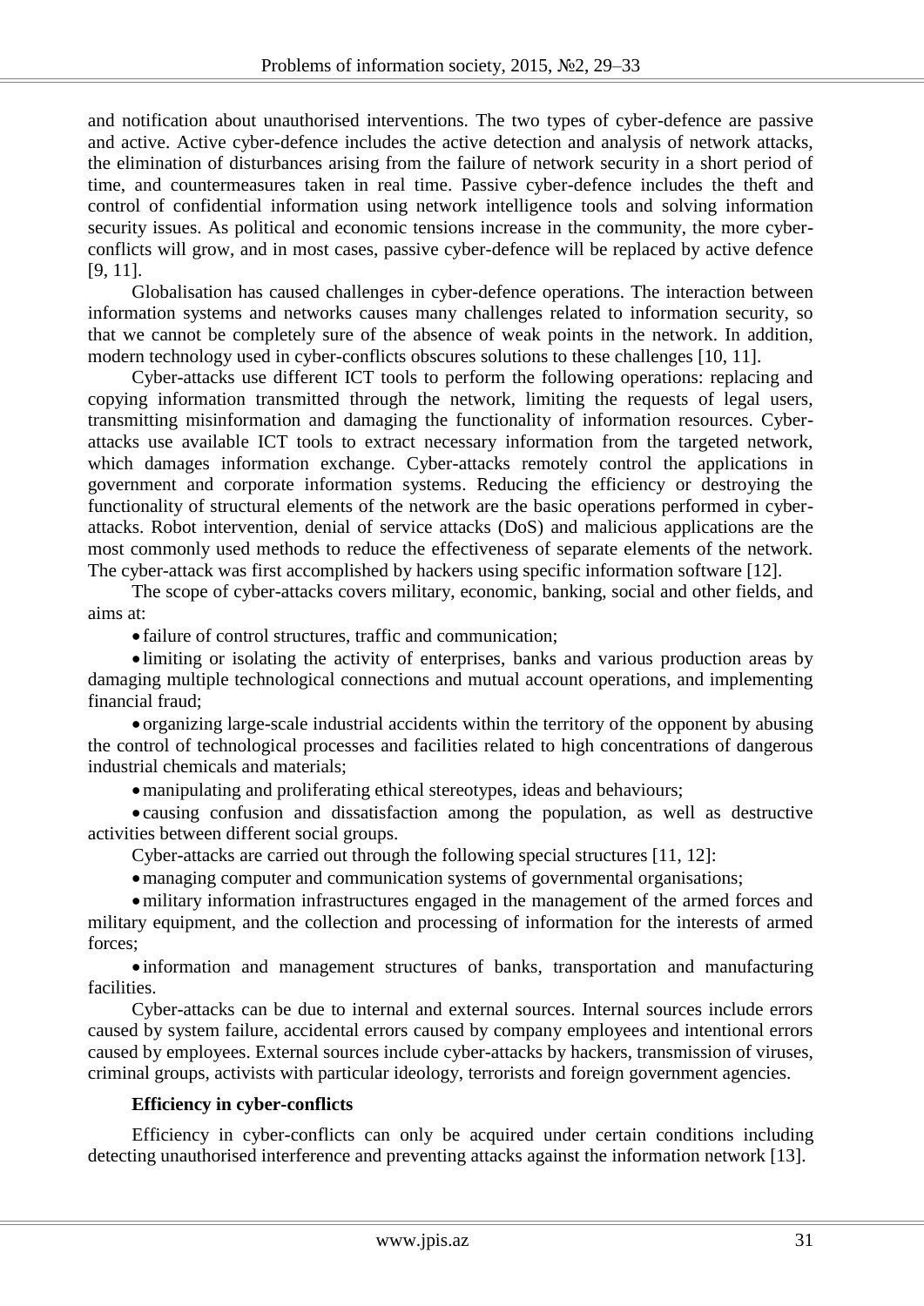and notification about unauthorised interventions. The two types of cyber-defence are passive and active. Active cyber-defence includes the active detection and analysis of network attacks, the elimination of disturbances arising from the failure of network security in a short period of time, and countermeasures taken in real time. Passive cyber-defence includes the theft and control of confidential information using network intelligence tools and solving information security issues. As political and economic tensions increase in the community, the more cyber-conflicts will grow, and in most cases, passive cyber-defence will be replaced by active defence [9, 11].

Globalisation has caused challenges in cyber-defence operations. The interaction between information systems and networks causes many challenges related to information security, so that we cannot be completely sure of the absence of weak points in the network. In addition, modern technology used in cyber-conflicts obscures solutions to these challenges [10, 11].

Cyber-attacks use different ICT tools to perform the following operations: replacing and copying information transmitted through the network, limiting the requests of legal users, transmitting misinformation and damaging the functionality of information resources. Cyber-attacks use available ICT tools to extract necessary information from the targeted network, which damages information exchange. Cyber-attacks remotely control the applications in government and corporate information systems. Reducing the efficiency or destroying the functionality of structural elements of the network are the basic operations performed in cyber-attacks. Robot intervention, denial of service attacks (DoS) and malicious applications are the most commonly used methods to reduce the effectiveness of separate elements of the network. The cyber-attack was first accomplished by hackers using specific information software [12].

The scope of cyber-attacks covers military, economic, banking, social and other fields, and aims at:

- failure of control structures, traffic and communication;
- limiting or isolating the activity of enterprises, banks and various production areas by damaging multiple technological connections and mutual account operations, and implementing financial fraud;
- organizing large-scale industrial accidents within the territory of the opponent by abusing the control of technological processes and facilities related to high concentrations of dangerous industrial chemicals and materials;
- manipulating and proliferating ethical stereotypes, ideas and behaviours;
- causing confusion and dissatisfaction among the population, as well as destructive activities between different social groups.

Cyber-attacks are carried out through the following special structures [11, 12]:

- managing computer and communication systems of governmental organisations;
- military information infrastructures engaged in the management of the armed forces and military equipment, and the collection and processing of information for the interests of armed forces;
- information and management structures of banks, transportation and manufacturing facilities.

Cyber-attacks can be due to internal and external sources. Internal sources include errors caused by system failure, accidental errors caused by company employees and intentional errors caused by employees. External sources include cyber-attacks by hackers, transmission of viruses, criminal groups, activists with particular ideology, terrorists and foreign government agencies.

## Efficiency in cyber-conflicts

Efficiency in cyber-conflicts can only be acquired under certain conditions including detecting unauthorised interference and preventing attacks against the information network [13].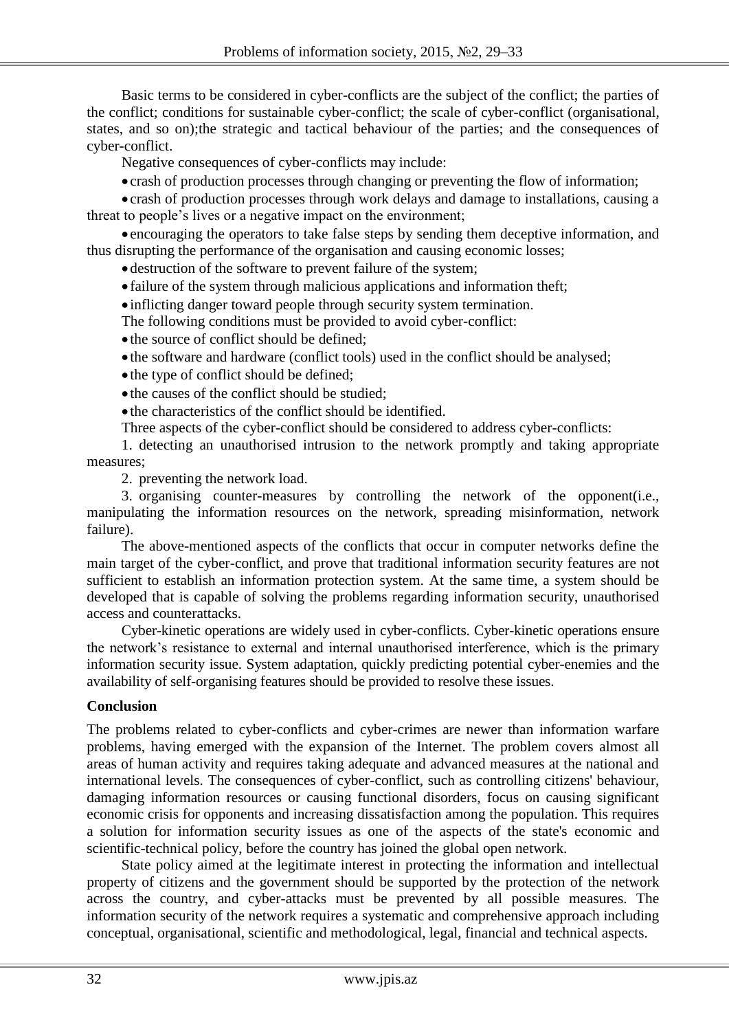Basic terms to be considered in cyber-conflicts are the subject of the conflict; the parties of the conflict; conditions for sustainable cyber-conflict; the scale of cyber-conflict (organisational, states, and so on);the strategic and tactical behaviour of the parties; and the consequences of cyber-conflict.

Negative consequences of cyber-conflicts may include:

- crash of production processes through changing or preventing the flow of information;
- crash of production processes through work delays and damage to installations, causing a threat to people's lives or a negative impact on the environment;
- encouraging the operators to take false steps by sending them deceptive information, and thus disrupting the performance of the organisation and causing economic losses;
- destruction of the software to prevent failure of the system;
- failure of the system through malicious applications and information theft;
- inflicting danger toward people through security system termination.

The following conditions must be provided to avoid cyber-conflict:

- the source of conflict should be defined;
- the software and hardware (conflict tools) used in the conflict should be analysed;
- the type of conflict should be defined;
- the causes of the conflict should be studied;
- the characteristics of the conflict should be identified.

Three aspects of the cyber-conflict should be considered to address cyber-conflicts:

1. detecting an unauthorised intrusion to the network promptly and taking appropriate measures;
2. preventing the network load.
3. organising counter-measures by controlling the network of the opponent(i.e., manipulating the information resources on the network, spreading misinformation, network failure).

The above-mentioned aspects of the conflicts that occur in computer networks define the main target of the cyber-conflict, and prove that traditional information security features are not sufficient to establish an information protection system. At the same time, a system should be developed that is capable of solving the problems regarding information security, unauthorised access and counterattacks.

Cyber-kinetic operations are widely used in cyber-conflicts. Cyber-kinetic operations ensure the network's resistance to external and internal unauthorised interference, which is the primary information security issue. System adaptation, quickly predicting potential cyber-enemies and the availability of self-organising features should be provided to resolve these issues.

## Conclusion

The problems related to cyber-conflicts and cyber-crimes are newer than information warfare problems, having emerged with the expansion of the Internet. The problem covers almost all areas of human activity and requires taking adequate and advanced measures at the national and international levels. The consequences of cyber-conflict, such as controlling citizens' behaviour, damaging information resources or causing functional disorders, focus on causing significant economic crisis for opponents and increasing dissatisfaction among the population. This requires a solution for information security issues as one of the aspects of the state's economic and scientific-technical policy, before the country has joined the global open network.

State policy aimed at the legitimate interest in protecting the information and intellectual property of citizens and the government should be supported by the protection of the network across the country, and cyber-attacks must be prevented by all possible measures. The information security of the network requires a systematic and comprehensive approach including conceptual, organisational, scientific and methodological, legal, financial and technical aspects.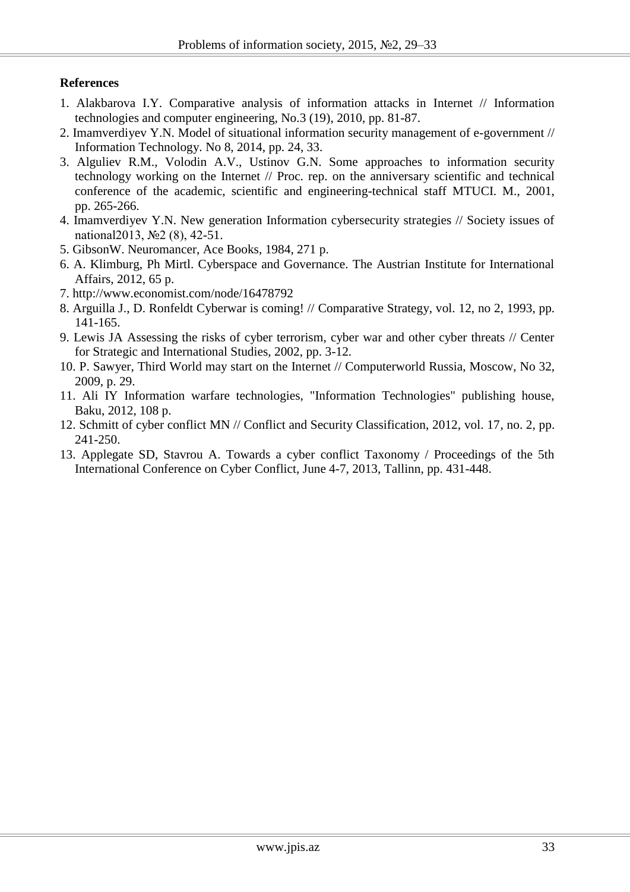**References**

1. Alakbarova I.Y. Comparative analysis of information attacks in Internet // Information technologies and computer engineering, No.3 (19), 2010, pp. 81-87.
2. Imamverdiyev Y.N. Model of situational information security management of e-government // Information Technology. No 8, 2014, pp. 24, 33.
3. Alguliev R.M., Volodin A.V., Ustinov G.N. Some approaches to information security technology working on the Internet // Proc. rep. on the anniversary scientific and technical conference of the academic, scientific and engineering-technical staff MTUCI. M., 2001, pp. 265-266.
4. Imamverdiyev Y.N. New generation Information cybersecurity strategies // Society issues of national2013, №2 (8), 42-51.
5. GibsonW. Neuromancer, Ace Books, 1984, 271 p.
6. A. Klimburg, Ph Mirtl. Cyberspace and Governance. The Austrian Institute for International Affairs, 2012, 65 p.
7. http://www.economist.com/node/16478792
8. Arguilla J., D. Ronfeldt Cyberwar is coming! // Comparative Strategy, vol. 12, no 2, 1993, pp. 141-165.
9. Lewis JA Assessing the risks of cyber terrorism, cyber war and other cyber threats // Center for Strategic and International Studies, 2002, pp. 3-12.
10. P. Sawyer, Third World may start on the Internet // Computerworld Russia, Moscow, No 32, 2009, p. 29.
11. Ali IY Information warfare technologies, "Information Technologies" publishing house, Baku, 2012, 108 p.
12. Schmitt of cyber conflict MN // Conflict and Security Classification, 2012, vol. 17, no. 2, pp. 241-250.
13. Applegate SD, Stavrou A. Towards a cyber conflict Taxonomy / Proceedings of the 5th International Conference on Cyber Conflict, June 4-7, 2013, Tallinn, pp. 431-448.